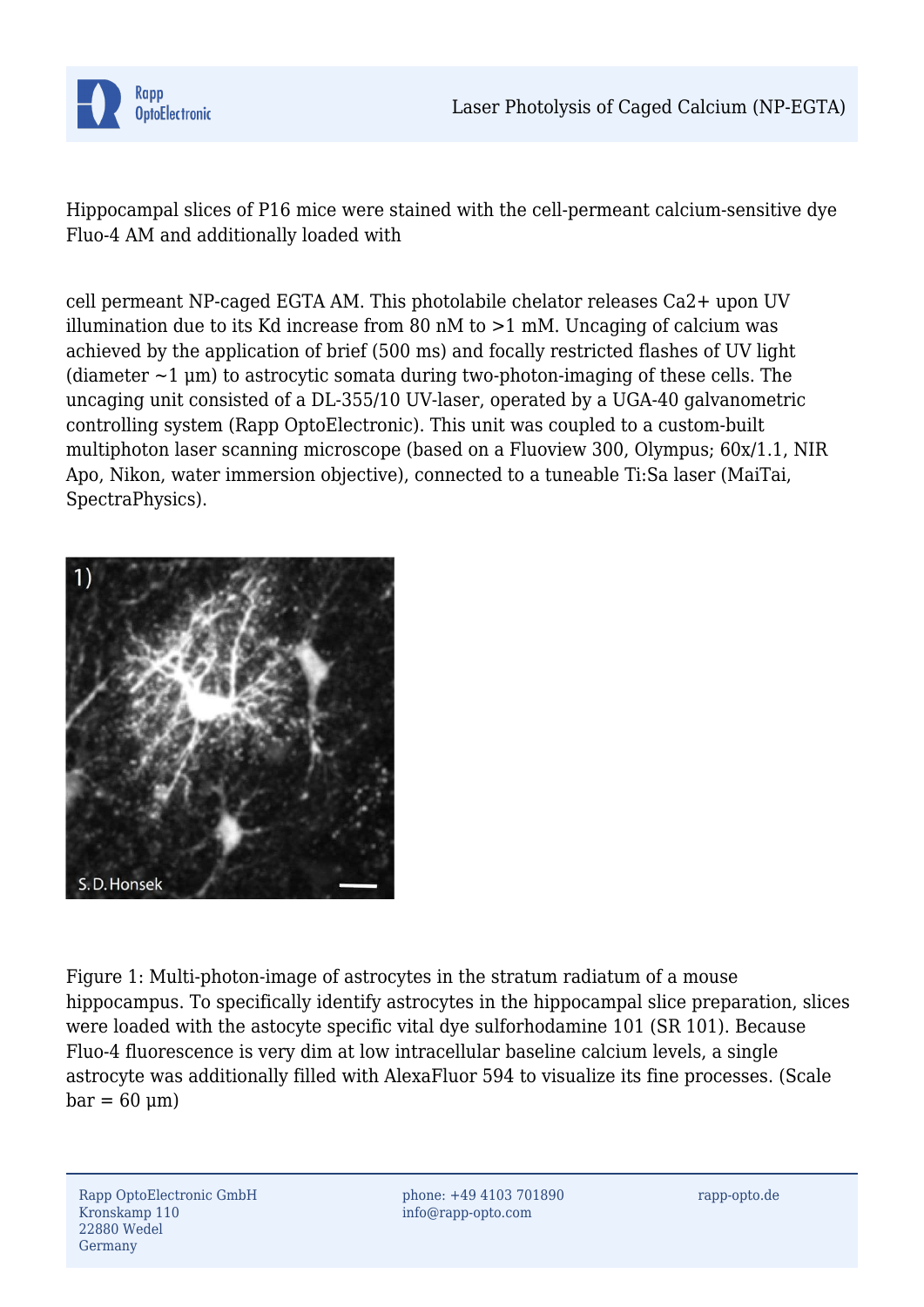# Laser Photolysis of Caged Calcium (NP-EGTA)

Hippocampal slices of P16 mice were stained with the cell-permeant calcium-sensitive dye Fluo-4 AM and additionally loaded with

cell permeant NP-caged EGTA AM. This photolabile chelator releases $Ca^{2+}$ upon UV illumination due to its Kd increase from 80 nM to >1 mM. Uncaging of calcium was achieved by the application of brief (500 ms) and focally restricted flashes of UV light (diameter ~1 µm) to astrocytic somata during two-photon-imaging of these cells. The uncaging unit consisted of a DL-355/10 UV-laser, operated by a UGA-40 galvanometric controlling system (Rapp OptoElectronic). This unit was coupled to a custom-built multiphoton laser scanning microscope (based on a Fluoview 300, Olympus; 60x/1.1, NIR Apo, Nikon, water immersion objective), connected to a tuneable Ti:Sa laser (MaiTai, SpectraPhysics).

Figure 1: Multi-photon-image of astrocytes in the stratum radiatum of a mouse hippocampus. To specifically identify astrocytes in the hippocampal slice preparation, slices were loaded with the astocyte specific vital dye sulforhodamine 101 (SR 101). Because Fluo-4 fluorescence is very dim at low intracellular baseline calcium levels, a single astrocyte was additionally filled with AlexaFluor 594 to visualize its fine processes. (Scale bar = 60 µm)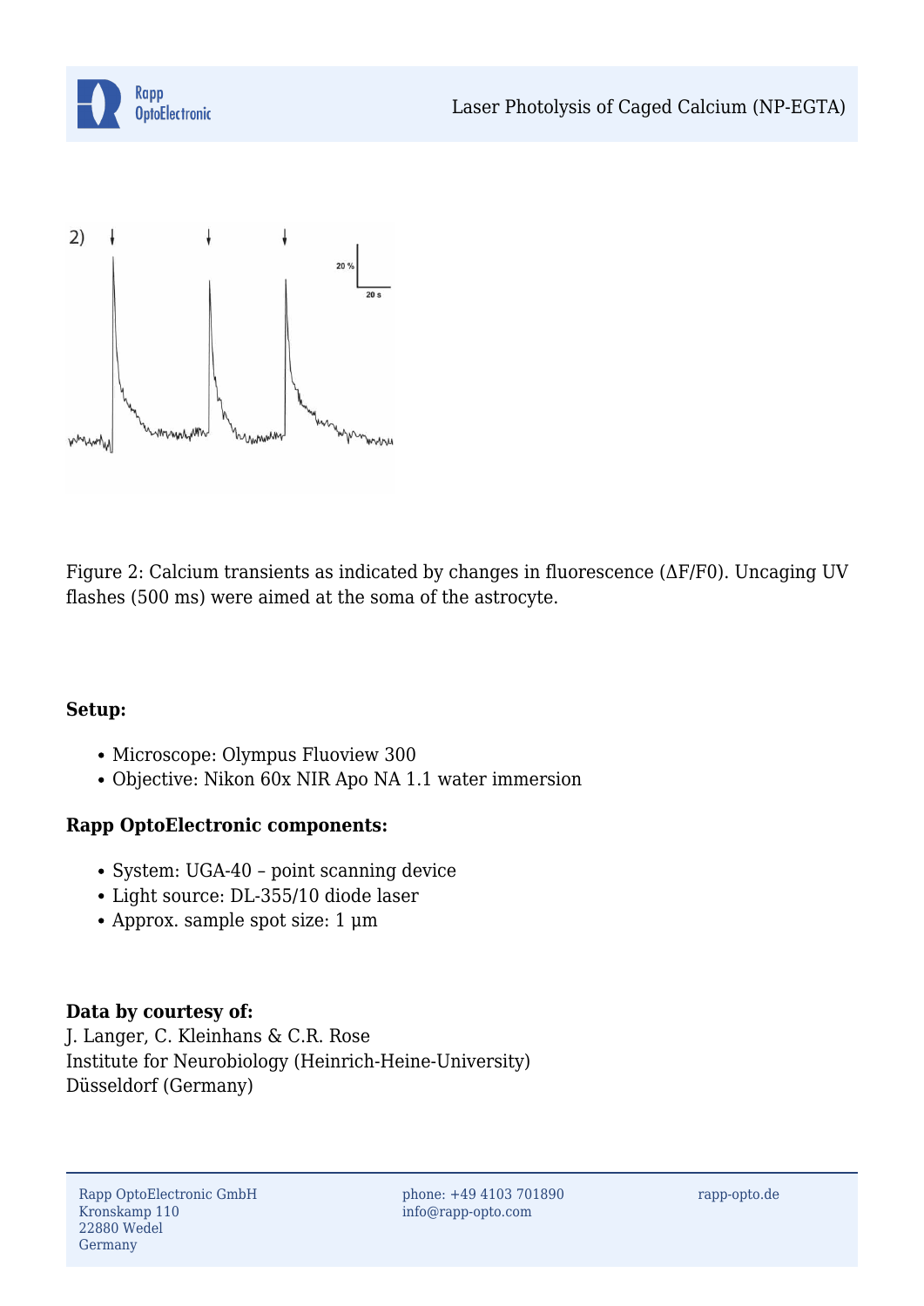Figure 2: Calcium transients as indicated by changes in fluorescence (ΔF/F0). Uncaging UV flashes (500 ms) were aimed at the soma of the astrocyte.

**Setup:**

- Microscope: Olympus Fluoview 300
- Objective: Nikon 60x NIR Apo NA 1.1 water immersion

**Rapp OptoElectronic components:**

- System: UGA-40 – point scanning device
- Light source: DL-355/10 diode laser
- Approx. sample spot size: 1 µm

**Data by courtesy of:**
J. Langer, C. Kleinhans & C.R. Rose
Institute for Neurobiology (Heinrich-Heine-University)
Düsseldorf (Germany)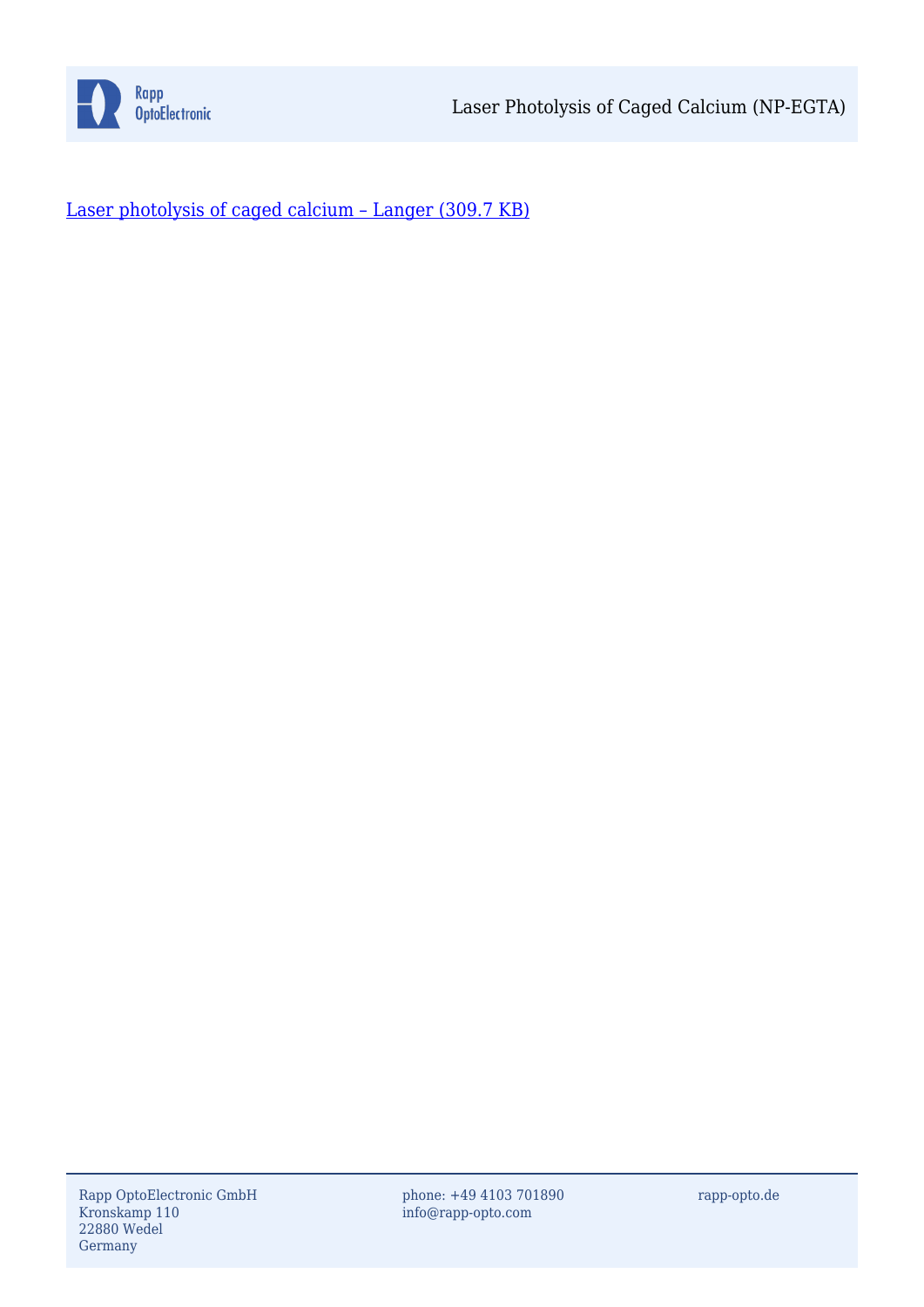[Laser photolysis of caged calcium – Langer (309.7 KB)]